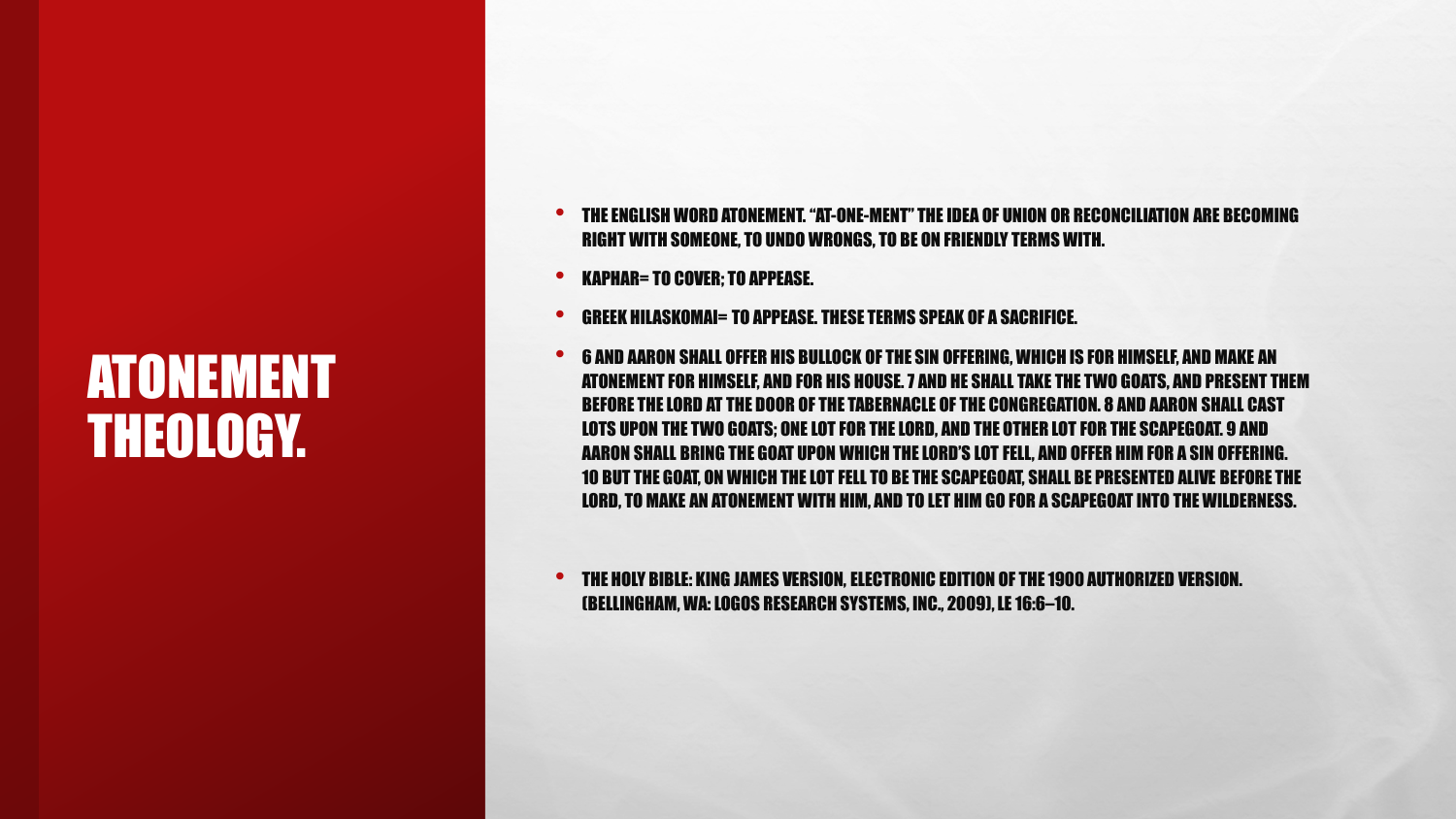# ATONEMENT THEOLOGY.

- THE ENGLISH WORD ATONEMENT. "AT-ONE-MENT" THE IDEA OF UNION OR RECONCILIATION ARE BECOMING RIGHT WITH SOMEONE, TO UNDO WRONGS, TO BE ON FRIENDLY TERMS WITH.
- KAPHAR= TO COVER; TO APPEASE.
- GREEK HILASKOMAI= TO APPEASE. THESE TERMS SPEAK OF A SACRIFICE.
- 6 AND AARON SHALL OFFER HIS BULLOCK OF THE SIN OFFERING, WHICH IS FOR HIMSELF, AND MAKE AN ATONEMENT FOR HIMSELF, AND FOR HIS HOUSE. 7 AND HE SHALL TAKE THE TWO GOATS, AND PRESENT THEM BEFORE THE LORD AT THE DOOR OF THE TABERNACLE OF THE CONGREGATION. 8 AND AARON SHALL CAST LOTS UPON THE TWO GOATS; ONE LOT FOR THE LORD, AND THE OTHER LOT FOR THE SCAPEGOAT. 9 AND AARON SHALL BRING THE GOAT UPON WHICH THE LORD'S LOT FELL, AND OFFER HIM FOR A SIN OFFERING. 10 BUT THE GOAT, ON WHICH THE LOT FELL TO BE THE SCAPEGOAT, SHALL BE PRESENTED ALIVE BEFORE THE LORD, TO MAKE AN ATONEMENT WITH HIM, AND TO LET HIM GO FOR A SCAPEGOAT INTO THE WILDERNESS.

- THE HOLY BIBLE: KING JAMES VERSION, ELECTRONIC EDITION OF THE 1900 AUTHORIZED VERSION. (BELLINGHAM, WA: LOGOS RESEARCH SYSTEMS, INC., 2009), LE 16:6–10.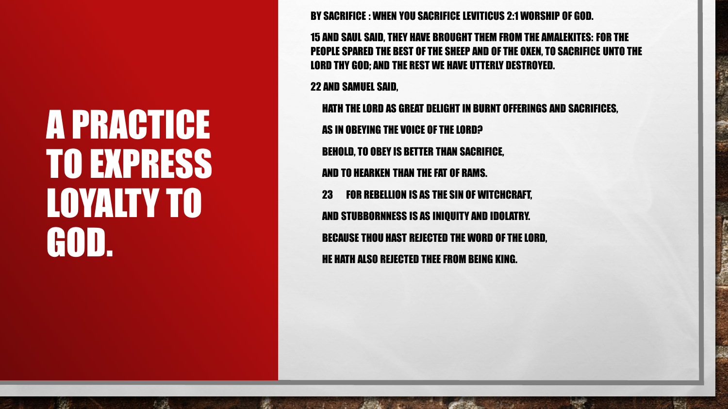# A PRACTICE TO EXPRESS LOYALTY TO GOD.

BY SACRIFICE : WHEN YOU SACRIFICE LEVITICUS 2:1 WORSHIP OF GOD.

15 AND SAUL SAID, THEY HAVE BROUGHT THEM FROM THE AMALEKITES: FOR THE PEOPLE SPARED THE BEST OF THE SHEEP AND OF THE OXEN, TO SACRIFICE UNTO THE LORD THY GOD; AND THE REST WE HAVE UTTERLY DESTROYED.

22 AND SAMUEL SAID,

HATH THE LORD AS GREAT DELIGHT IN BURNT OFFERINGS AND SACRIFICES,

AS IN OBEYING THE VOICE OF THE LORD?

BEHOLD, TO OBEY IS BETTER THAN SACRIFICE,

AND TO HEARKEN THAN THE FAT OF RAMS.

23 FOR REBELLION IS AS THE SIN OF WITCHCRAFT,

AND STUBBORNNESS IS AS INIQUITY AND IDOLATRY.

BECAUSE THOU HAST REJECTED THE WORD OF THE LORD,

HE HATH ALSO REJECTED THEE FROM BEING KING.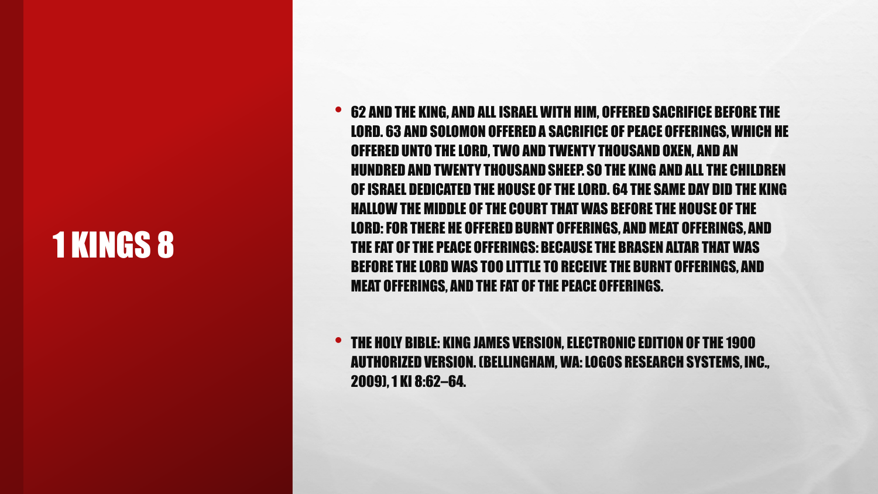# 1 KINGS 8

- 62 AND THE KING, AND ALL ISRAEL WITH HIM, OFFERED SACRIFICE BEFORE THE LORD. 63 AND SOLOMON OFFERED A SACRIFICE OF PEACE OFFERINGS, WHICH HE OFFERED UNTO THE LORD, TWO AND TWENTY THOUSAND OXEN, AND AN HUNDRED AND TWENTY THOUSAND SHEEP. SO THE KING AND ALL THE CHILDREN OF ISRAEL DEDICATED THE HOUSE OF THE LORD. 64 THE SAME DAY DID THE KING HALLOW THE MIDDLE OF THE COURT THAT WAS BEFORE THE HOUSE OF THE LORD: FOR THERE HE OFFERED BURNT OFFERINGS, AND MEAT OFFERINGS, AND THE FAT OF THE PEACE OFFERINGS: BECAUSE THE BRASEN ALTAR THAT WAS BEFORE THE LORD WAS TOO LITTLE TO RECEIVE THE BURNT OFFERINGS, AND MEAT OFFERINGS, AND THE FAT OF THE PEACE OFFERINGS.

- THE HOLY BIBLE: KING JAMES VERSION, ELECTRONIC EDITION OF THE 1900 AUTHORIZED VERSION. (BELLINGHAM, WA: LOGOS RESEARCH SYSTEMS, INC., 2009), 1 KI 8:62–64.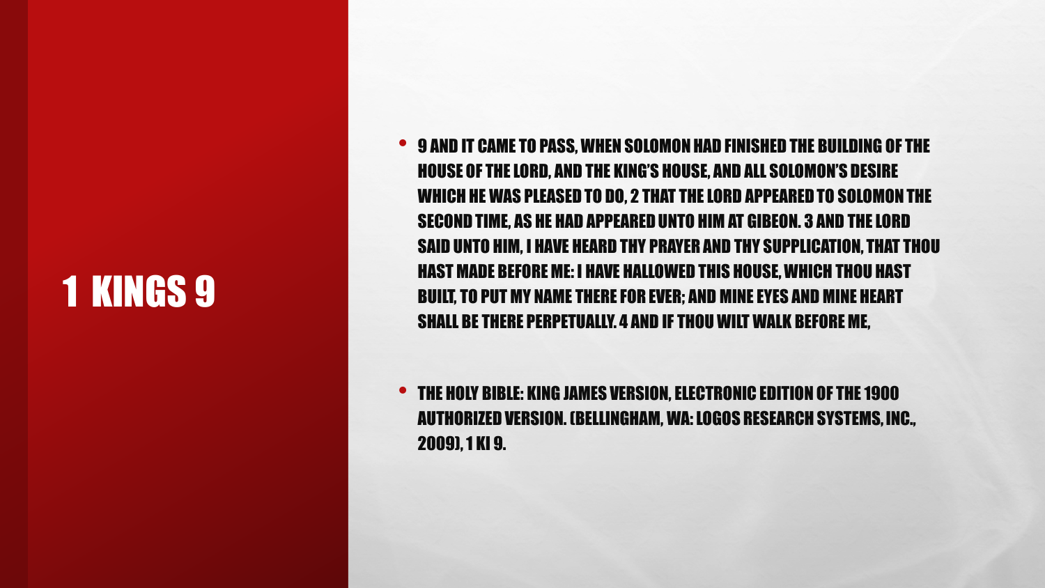# 1 KINGS 9

- 9 AND IT CAME TO PASS, WHEN SOLOMON HAD FINISHED THE BUILDING OF THE HOUSE OF THE LORD, AND THE KING'S HOUSE, AND ALL SOLOMON'S DESIRE WHICH HE WAS PLEASED TO DO, 2 THAT THE LORD APPEARED TO SOLOMON THE SECOND TIME, AS HE HAD APPEARED UNTO HIM AT GIBEON. 3 AND THE LORD SAID UNTO HIM, I HAVE HEARD THY PRAYER AND THY SUPPLICATION, THAT THOU HAST MADE BEFORE ME: I HAVE HALLOWED THIS HOUSE, WHICH THOU HAST BUILT, TO PUT MY NAME THERE FOR EVER; AND MINE EYES AND MINE HEART SHALL BE THERE PERPETUALLY. 4 AND IF THOU WILT WALK BEFORE ME,

- THE HOLY BIBLE: KING JAMES VERSION, ELECTRONIC EDITION OF THE 1900 AUTHORIZED VERSION. (BELLINGHAM, WA: LOGOS RESEARCH SYSTEMS, INC., 2009), 1 KI 9.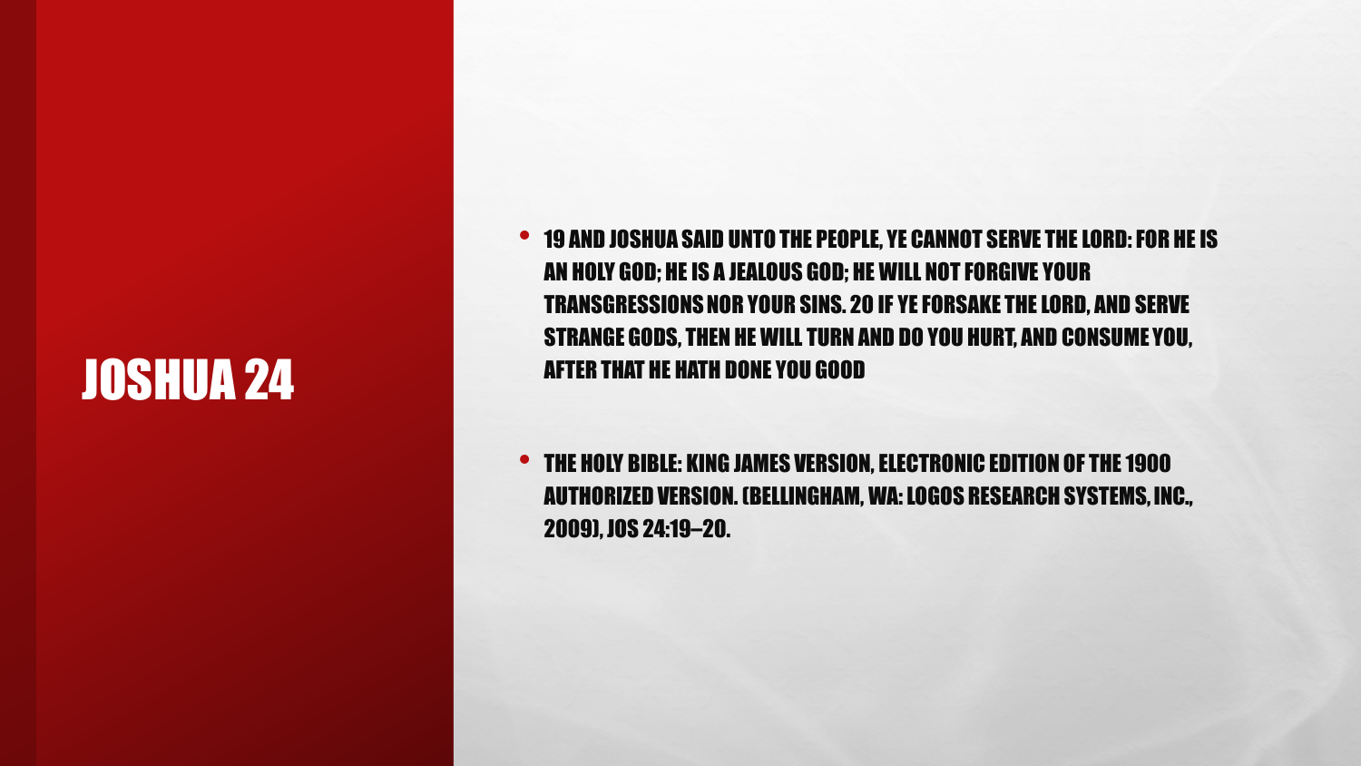# JOSHUA 24

- 19 AND JOSHUA SAID UNTO THE PEOPLE, YE CANNOT SERVE THE LORD: FOR HE IS AN HOLY GOD; HE IS A JEALOUS GOD; HE WILL NOT FORGIVE YOUR TRANSGRESSIONS NOR YOUR SINS. 20 IF YE FORSAKE THE LORD, AND SERVE STRANGE GODS, THEN HE WILL TURN AND DO YOU HURT, AND CONSUME YOU, AFTER THAT HE HATH DONE YOU GOOD

- THE HOLY BIBLE: KING JAMES VERSION, ELECTRONIC EDITION OF THE 1900 AUTHORIZED VERSION. (BELLINGHAM, WA: LOGOS RESEARCH SYSTEMS, INC., 2009), JOS 24:19–20.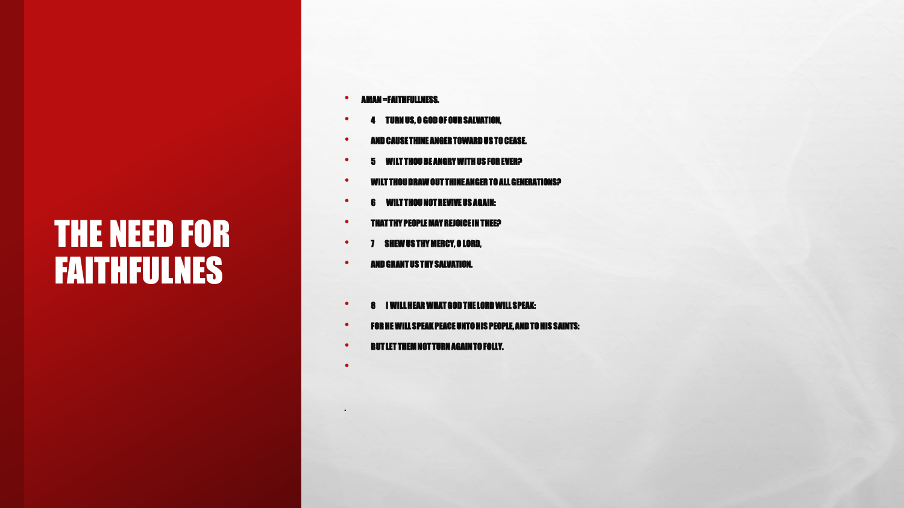# THE NEED FOR FAITHFULNES

- AMAN =FAITHFULLNESS.
- 4 TURN US, O GOD OF OUR SALVATION,
- AND CAUSE THINE ANGER TOWARD US TO CEASE.
- 5 WILT THOU BE ANGRY WITH US FOR EVER?
- WILT THOU DRAW OUT THINE ANGER TO ALL GENERATIONS?
- 6 WILT THOU NOT REVIVE US AGAIN:
- THAT THY PEOPLE MAY REJOICE IN THEE?
- 7 SHEW US THY MERCY, O LORD,
- AND GRANT US THY SALVATION.

- 8 I WILL HEAR WHAT GOD THE LORD WILL SPEAK:
- FOR HE WILL SPEAK PEACE UNTO HIS PEOPLE, AND TO HIS SAINTS:
- BUT LET THEM NOT TURN AGAIN TO FOLLY.

.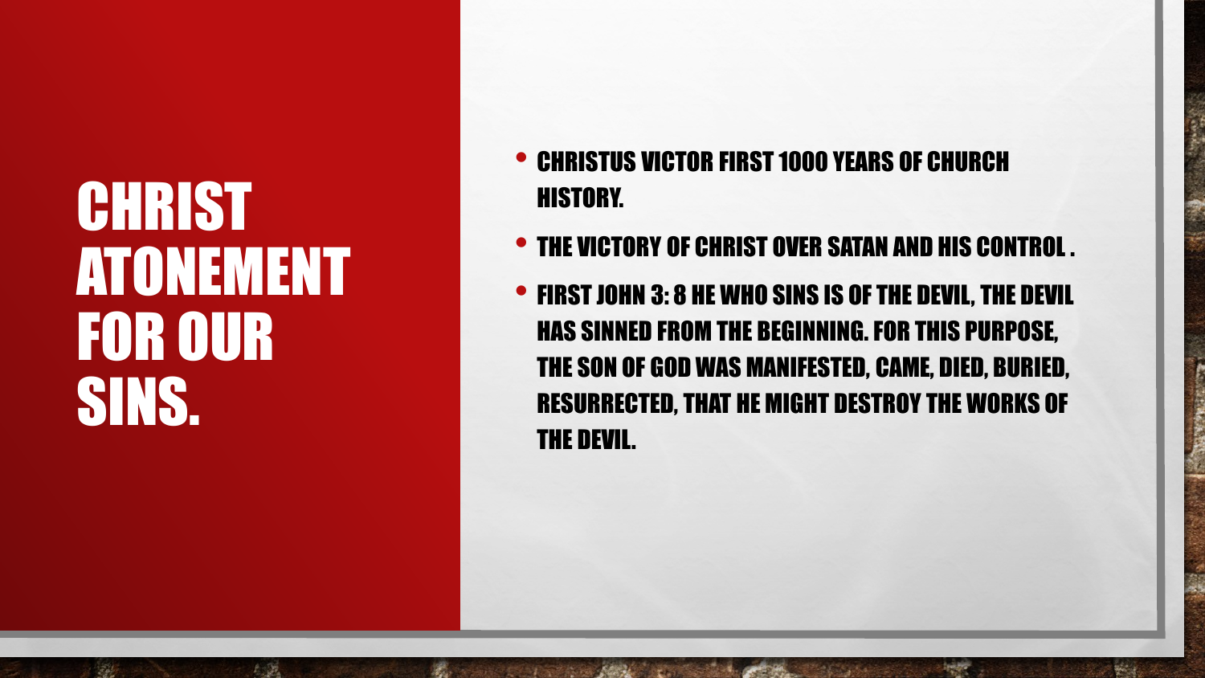# CHRIST ATONEMENT FOR OUR SINS.

- CHRISTUS VICTOR FIRST 1000 YEARS OF CHURCH HISTORY.
- THE VICTORY OF CHRIST OVER SATAN AND HIS CONTROL .
- FIRST JOHN 3: 8 HE WHO SINS IS OF THE DEVIL, THE DEVIL HAS SINNED FROM THE BEGINNING. FOR THIS PURPOSE, THE SON OF GOD WAS MANIFESTED, CAME, DIED, BURIED, RESURRECTED, THAT HE MIGHT DESTROY THE WORKS OF THE DEVIL.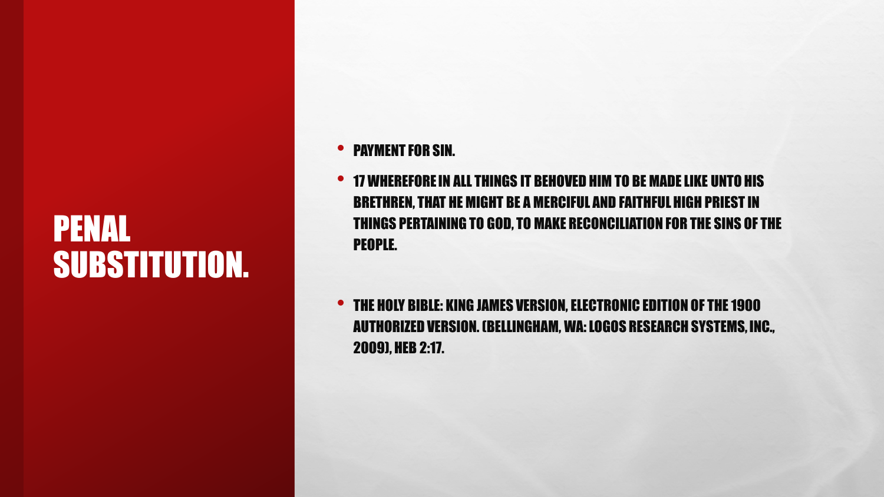# PENAL SUBSTITUTION.

- PAYMENT FOR SIN.
- 17 WHEREFORE IN ALL THINGS IT BEHOVED HIM TO BE MADE LIKE UNTO HIS BRETHREN, THAT HE MIGHT BE A MERCIFUL AND FAITHFUL HIGH PRIEST IN THINGS PERTAINING TO GOD, TO MAKE RECONCILIATION FOR THE SINS OF THE PEOPLE.
- THE HOLY BIBLE: KING JAMES VERSION, ELECTRONIC EDITION OF THE 1900 AUTHORIZED VERSION. (BELLINGHAM, WA: LOGOS RESEARCH SYSTEMS, INC., 2009), HEB 2:17.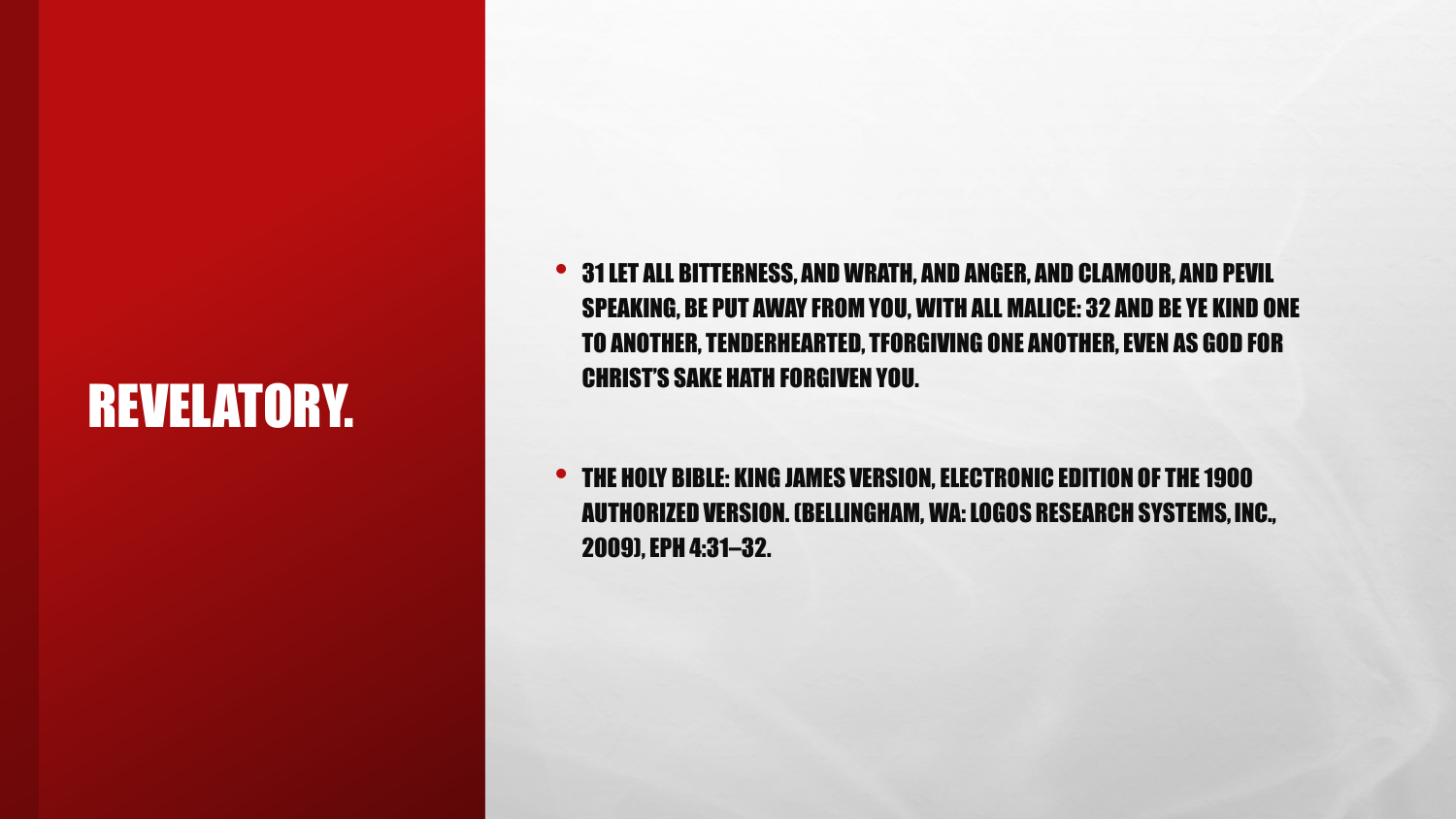# REVELATORY.

- 31 LET ALL BITTERNESS, AND WRATH, AND ANGER, AND CLAMOUR, AND PEVIL SPEAKING, BE PUT AWAY FROM YOU, WITH ALL MALICE: 32 AND BE YE KIND ONE TO ANOTHER, TENDERHEARTED, TFORGIVING ONE ANOTHER, EVEN AS GOD FOR CHRIST'S SAKE HATH FORGIVEN YOU.

- THE HOLY BIBLE: KING JAMES VERSION, ELECTRONIC EDITION OF THE 1900 AUTHORIZED VERSION. (BELLINGHAM, WA: LOGOS RESEARCH SYSTEMS, INC., 2009), EPH 4:31–32.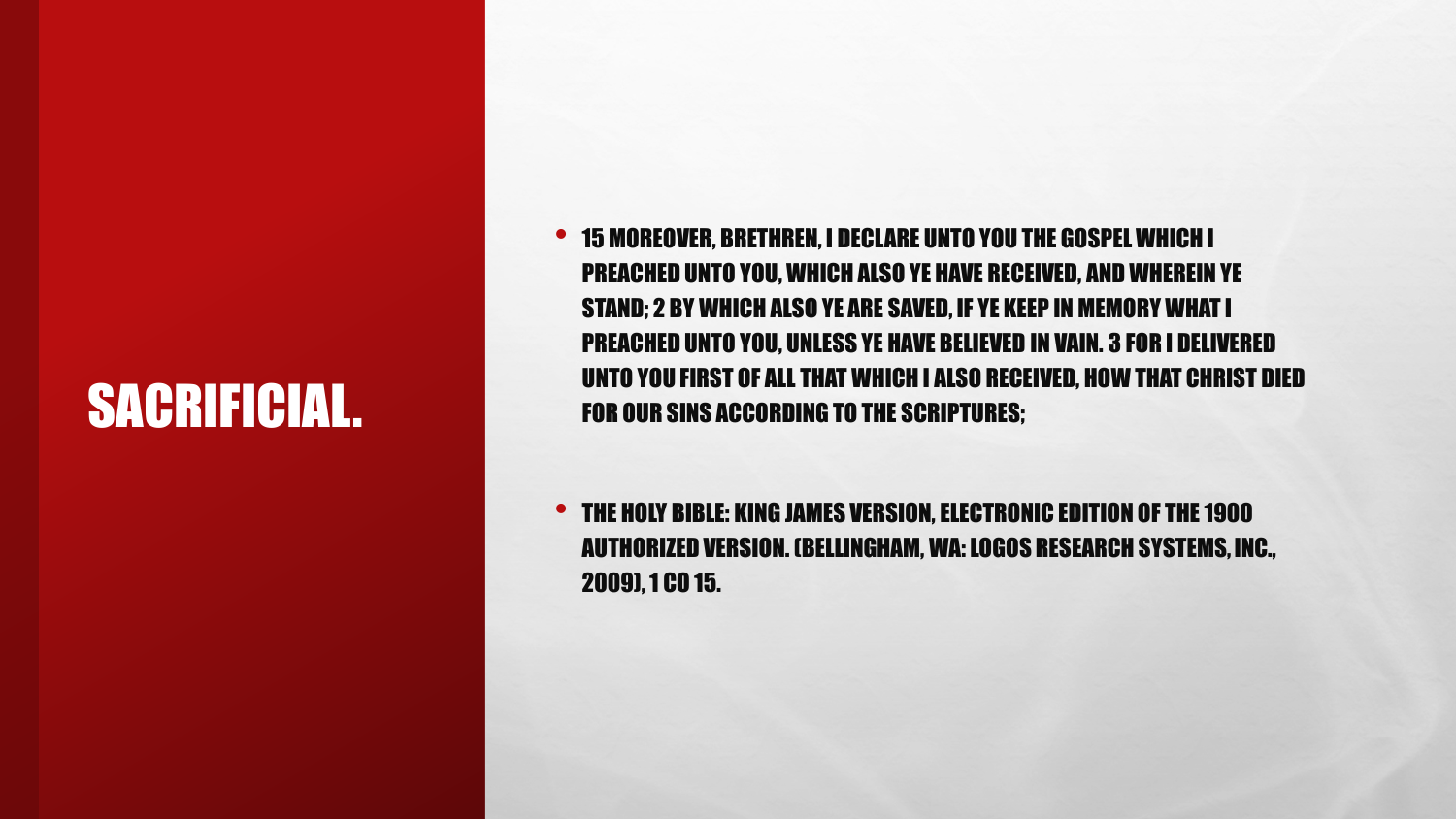# SACRIFICIAL.

- 15 MOREOVER, BRETHREN, I DECLARE UNTO YOU THE GOSPEL WHICH I PREACHED UNTO YOU, WHICH ALSO YE HAVE RECEIVED, AND WHEREIN YE STAND; 2 BY WHICH ALSO YE ARE SAVED, IF YE KEEP IN MEMORY WHAT I PREACHED UNTO YOU, UNLESS YE HAVE BELIEVED IN VAIN. 3 FOR I DELIVERED UNTO YOU FIRST OF ALL THAT WHICH I ALSO RECEIVED, HOW THAT CHRIST DIED FOR OUR SINS ACCORDING TO THE SCRIPTURES;

- THE HOLY BIBLE: KING JAMES VERSION, ELECTRONIC EDITION OF THE 1900 AUTHORIZED VERSION. (BELLINGHAM, WA: LOGOS RESEARCH SYSTEMS, INC., 2009), 1 CO 15.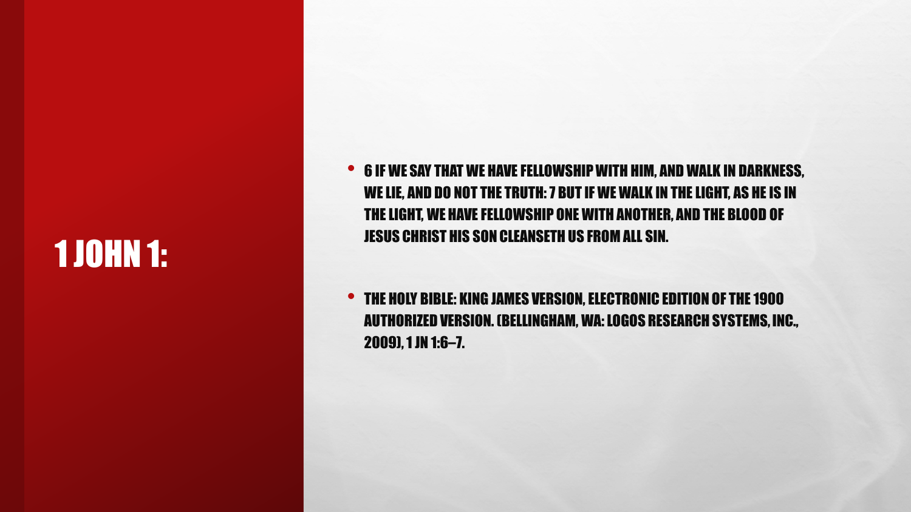# 1 JOHN 1:

- 6 IF WE SAY THAT WE HAVE FELLOWSHIP WITH HIM, AND WALK IN DARKNESS, WE LIE, AND DO NOT THE TRUTH: 7 BUT IF WE WALK IN THE LIGHT, AS HE IS IN THE LIGHT, WE HAVE FELLOWSHIP ONE WITH ANOTHER, AND THE BLOOD OF JESUS CHRIST HIS SON CLEANSETH US FROM ALL SIN.
- THE HOLY BIBLE: KING JAMES VERSION, ELECTRONIC EDITION OF THE 1900 AUTHORIZED VERSION. (BELLINGHAM, WA: LOGOS RESEARCH SYSTEMS, INC., 2009), 1 JN 1:6–7.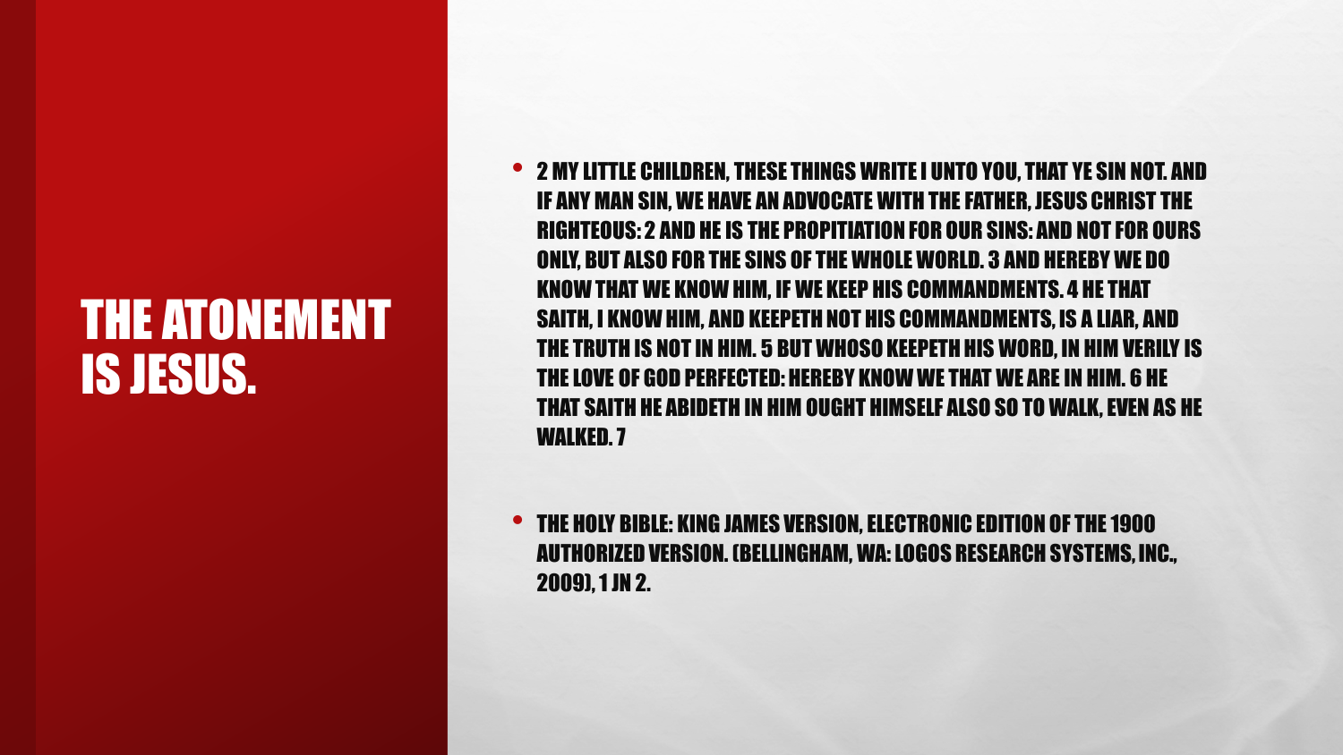# THE ATONEMENT IS JESUS.

- 2 MY LITTLE CHILDREN, THESE THINGS WRITE I UNTO YOU, THAT YE SIN NOT. AND IF ANY MAN SIN, WE HAVE AN ADVOCATE WITH THE FATHER, JESUS CHRIST THE RIGHTEOUS: 2 AND HE IS THE PROPITIATION FOR OUR SINS: AND NOT FOR OURS ONLY, BUT ALSO FOR THE SINS OF THE WHOLE WORLD. 3 AND HEREBY WE DO KNOW THAT WE KNOW HIM, IF WE KEEP HIS COMMANDMENTS. 4 HE THAT SAITH, I KNOW HIM, AND KEEPETH NOT HIS COMMANDMENTS, IS A LIAR, AND THE TRUTH IS NOT IN HIM. 5 BUT WHOSO KEEPETH HIS WORD, IN HIM VERILY IS THE LOVE OF GOD PERFECTED: HEREBY KNOW WE THAT WE ARE IN HIM. 6 HE THAT SAITH HE ABIDETH IN HIM OUGHT HIMSELF ALSO SO TO WALK, EVEN AS HE WALKED. 7

- THE HOLY BIBLE: KING JAMES VERSION, ELECTRONIC EDITION OF THE 1900 AUTHORIZED VERSION. (BELLINGHAM, WA: LOGOS RESEARCH SYSTEMS, INC., 2009), 1 JN 2.